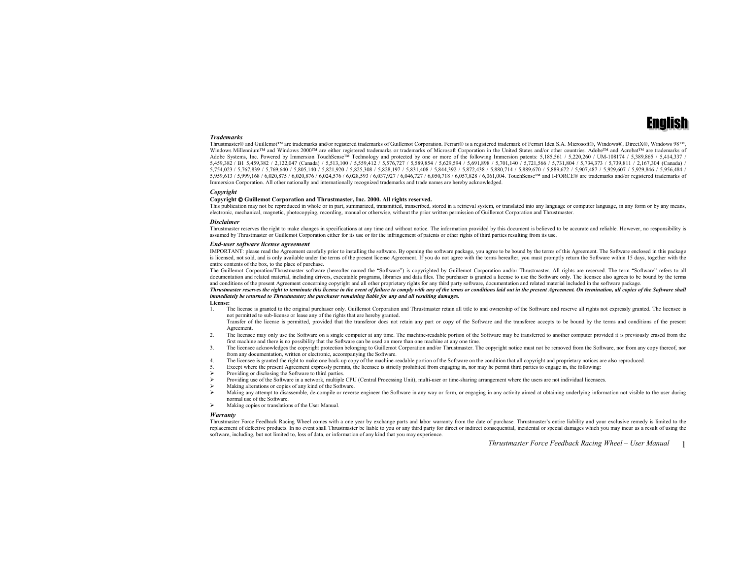# English

### *Trademarks*

Thrustmaster® and Guillemot™ are trademarks and/or registered trademarks of Guillemot Corporation. Ferrari® is a registered trademark of Ferrari Idea S.A. Microsoft®, Windows®, DirectX®, Windows 98™, Windows Millennium™ and Windows 2000™ are either registered trademarks or trademarks of Microsoft Corporation in the United States and/or other countries. Adobe™ and Acrobat™ are trademarks of Adobe Systems, Inc. Powered by Immersion TouchSense™ Technology and protected by one or more of the following Immersion patents: 5,185,561 / 5,220,260 / UM-108174 / 5,389,865 / 5,414,337 / 5,459,382 / B1 5,459,382 / 2,122,047 (Canada) / 5,513,100 / 5,559,412 / 5,576,727 / 5,589,854 / 5,629,594 / 5,691,898 / 5,701,140 / 5,721,566 / 5,731,804 / 5,734,373 / 5,739,811 / 2,167,304 (Canada) / 5,754,023 / 5,767,839 / 5,769,640 / 5,805,140 / 5,821,920 / 5,825,308 / 5,828,197 / 5,831,408 / 5,844,392 / 5,872,438 / 5,880,714 / 5,889,670 / 5,889,672 / 5,907,487 / 5,929,607 / 5,929,846 / 5,956,484 / 5,959,613 / 5,999,168 / 6,020,875 / 6,020,876 / 6,024,576 / 6,028,593 / 6,037,927 / 6,046,727 / 6,050,718 / 6,057,828 / 6,061,004. TouchSense™ and I-FORCE® are trademarks and/or registered trademarks of Immersion Corporation. All other nationally and internationally recognized trademarks and trade names are hereby acknowledged.

### *Copyright*

**Copyright © Guillemot Corporation and Thrustmaster, Inc. 2000. All rights reserved.**

This publication may not be reproduced in whole or in part, summarized, transmitted, transcribed, stored in a retrieval system, or translated into any language or computer language, in any form or by any means, electronic, mechanical, magnetic, photocopying, recording, manual or otherwise, without the prior written permission of Guillemot Corporation and Thrustmaster.

### *Disclaimer*

Thrustmaster reserves the right to make changes in specifications at any time and without notice. The information provided by this document is believed to be accurate and reliable. However, no responsibility is assumed by Thrustmaster or Guillemot Corporation either for its use or for the infringement of patents or other rights of third parties resulting from its use.

### *End-user software license agreement*

IMPORTANT: please read the Agreement carefully prior to installing the software. By opening the software package, you agree to be bound by the terms of this Agreement. The Software enclosed in this package is licensed, not sold, and is only available under the terms of the present license Agreement. If you do not agree with the terms hereafter, you must promptly return the Software within 15 days, together with the entire contents of the box, to the place of purchase.

The Guillemot Corporation/Thrustmaster software (hereafter named the "Software") is copyrighted by Guillemot Corporation and/or Thrustmaster. All rights are reserved. The term "Software" refers to all documentation and related material, including drivers, executable programs, libraries and data files. The purchaser is granted a license to use the Software only. The licensee also agrees to be bound by the terms and conditions of the present Agreement concerning copyright and all other proprietary rights for any third party software, documentation and related material included in the software package.

***Thrustmaster reserves the right to terminate this license in the event of failure to comply with any of the terms or conditions laid out in the present Agreement. On termination, all copies of the Software shall immediately be returned to Thrustmaster; the purchaser remaining liable for any and all resulting damages.***

**License:**

1. The license is granted to the original purchaser only. Guillemot Corporation and Thrustmaster retain all title to and ownership of the Software and reserve all rights not expressly granted. The licensee is not permitted to sub-license or lease any of the rights that are hereby granted.
   Transfer of the license is permitted, provided that the transferor does not retain any part or copy of the Software and the transferee accepts to be bound by the terms and conditions of the present Agreement.
2. The licensee may only use the Software on a single computer at any time. The machine-readable portion of the Software may be transferred to another computer provided it is previously erased from the first machine and there is no possibility that the Software can be used on more than one machine at any one time.
3. The licensee acknowledges the copyright protection belonging to Guillemot Corporation and/or Thrustmaster. The copyright notice must not be removed from the Software, nor from any copy thereof, nor from any documentation, written or electronic, accompanying the Software.
4. The licensee is granted the right to make one back-up copy of the machine-readable portion of the Software on the condition that all copyright and proprietary notices are also reproduced.
5. Except where the present Agreement expressly permits, the licensee is strictly prohibited from engaging in, nor may he permit third parties to engage in, the following:

- Providing or disclosing the Software to third parties.
- Providing use of the Software in a network, multiple CPU (Central Processing Unit), multi-user or time-sharing arrangement where the users are not individual licensees.
- Making alterations or copies of any kind of the Software.
- Making any attempt to disassemble, de-compile or reverse engineer the Software in any way or form, or engaging in any activity aimed at obtaining underlying information not visible to the user during normal use of the Software.
- Making copies or translations of the User Manual.

### *Warranty*

Thrustmaster Force Feedback Racing Wheel comes with a one year by exchange parts and labor warranty from the date of purchase. Thrustmaster's entire liability and your exclusive remedy is limited to the replacement of defective products. In no event shall Thrustmaster be liable to you or any third party for direct or indirect consequential, incidental or special damages which you may incur as a result of using the software, including, but not limited to, loss of data, or information of any kind that you may experience.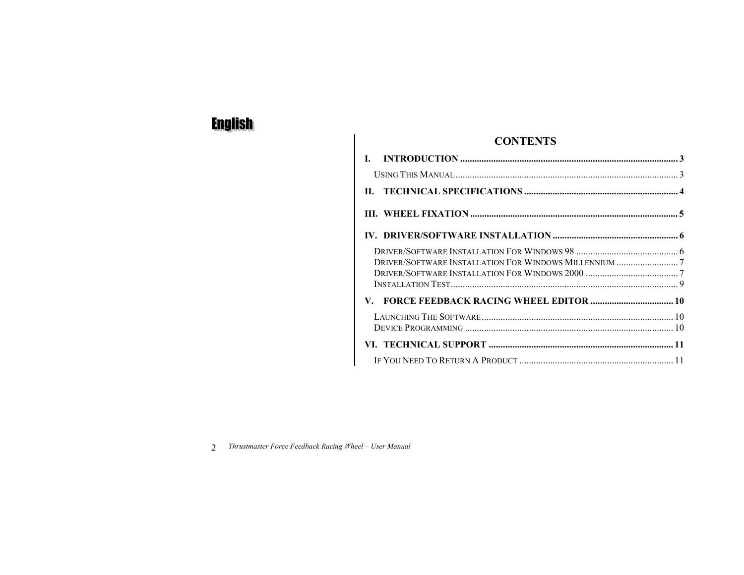# English

## CONTENTS

**I. INTRODUCTION** ........................................................................................... **3**

Using This Manual ............................................................................................. 3

**II. TECHNICAL SPECIFICATIONS** ................................................................. **4**

**III. WHEEL FIXATION** ....................................................................................... **5**

**IV. DRIVER/SOFTWARE INSTALLATION** ..................................................... **6**

Driver/Software Installation For Windows 98 ........................................... 6
Driver/Software Installation For Windows Millennium .......................... 7
Driver/Software Installation For Windows 2000 ....................................... 7
Installation Test ............................................................................................... 9

**V. FORCE FEEDBACK RACING WHEEL EDITOR** ................................... **10**

Launching The Software ................................................................................ 10
Device Programming ........................................................................................ 10

**VI. TECHNICAL SUPPORT** ............................................................................. **11**

If You Need To Return A Product ................................................................. 11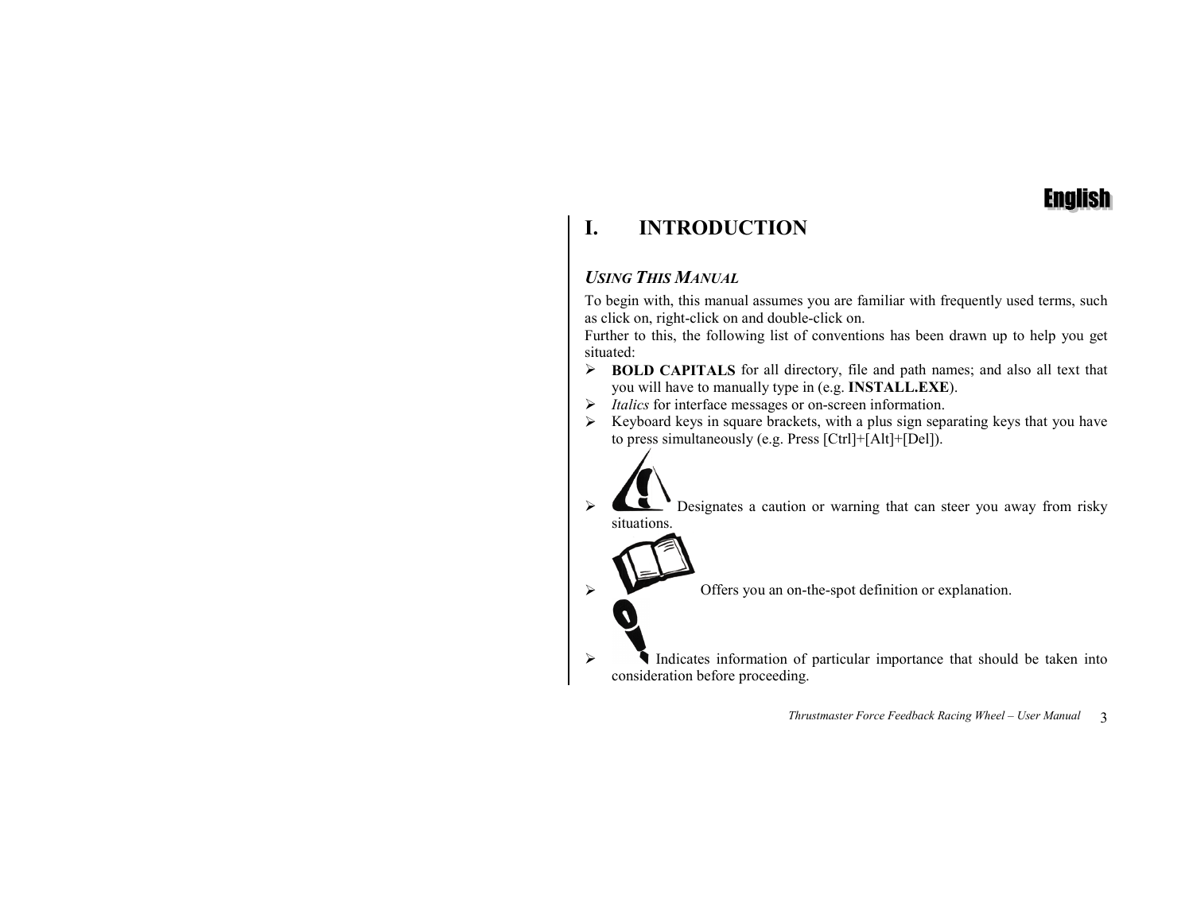English

# I. INTRODUCTION

### *USING THIS MANUAL*

To begin with, this manual assumes you are familiar with frequently used terms, such as click on, right-click on and double-click on.
Further to this, the following list of conventions has been drawn up to help you get situated:

- **BOLD CAPITALS** for all directory, file and path names; and also all text that you will have to manually type in (e.g. **INSTALL.EXE**).
- *Italics* for interface messages or on-screen information.
- Keyboard keys in square brackets, with a plus sign separating keys that you have to press simultaneously (e.g. Press [Ctrl]+[Alt]+[Del]).
- Designates a caution or warning that can steer you away from risky situations.
- Offers you an on-the-spot definition or explanation.
- Indicates information of particular importance that should be taken into consideration before proceeding.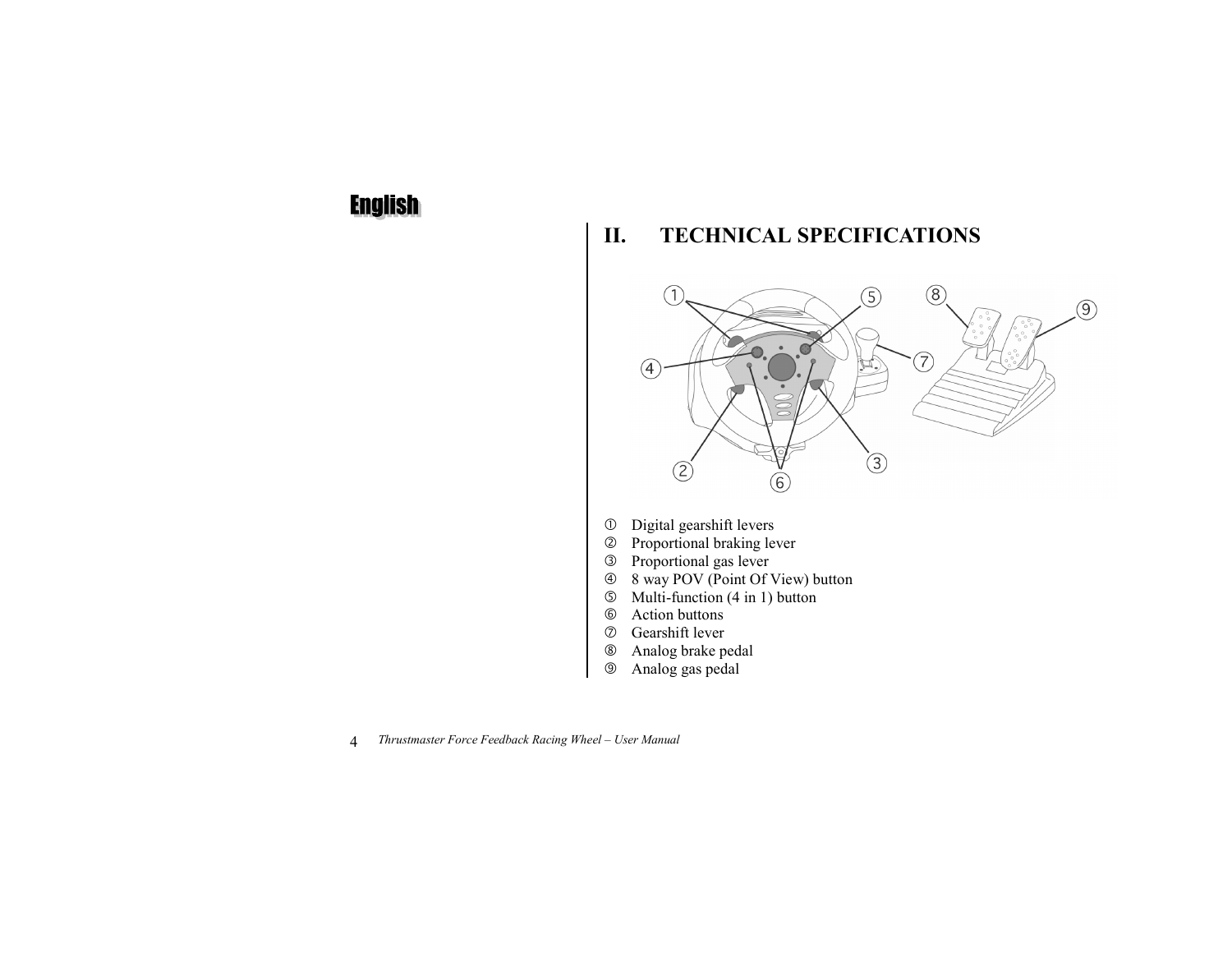English

## II. TECHNICAL SPECIFICATIONS

① Digital gearshift levers
② Proportional braking lever
③ Proportional gas lever
④ 8 way POV (Point Of View) button
⑤ Multi-function (4 in 1) button
⑥ Action buttons
⑦ Gearshift lever
⑧ Analog brake pedal
⑨ Analog gas pedal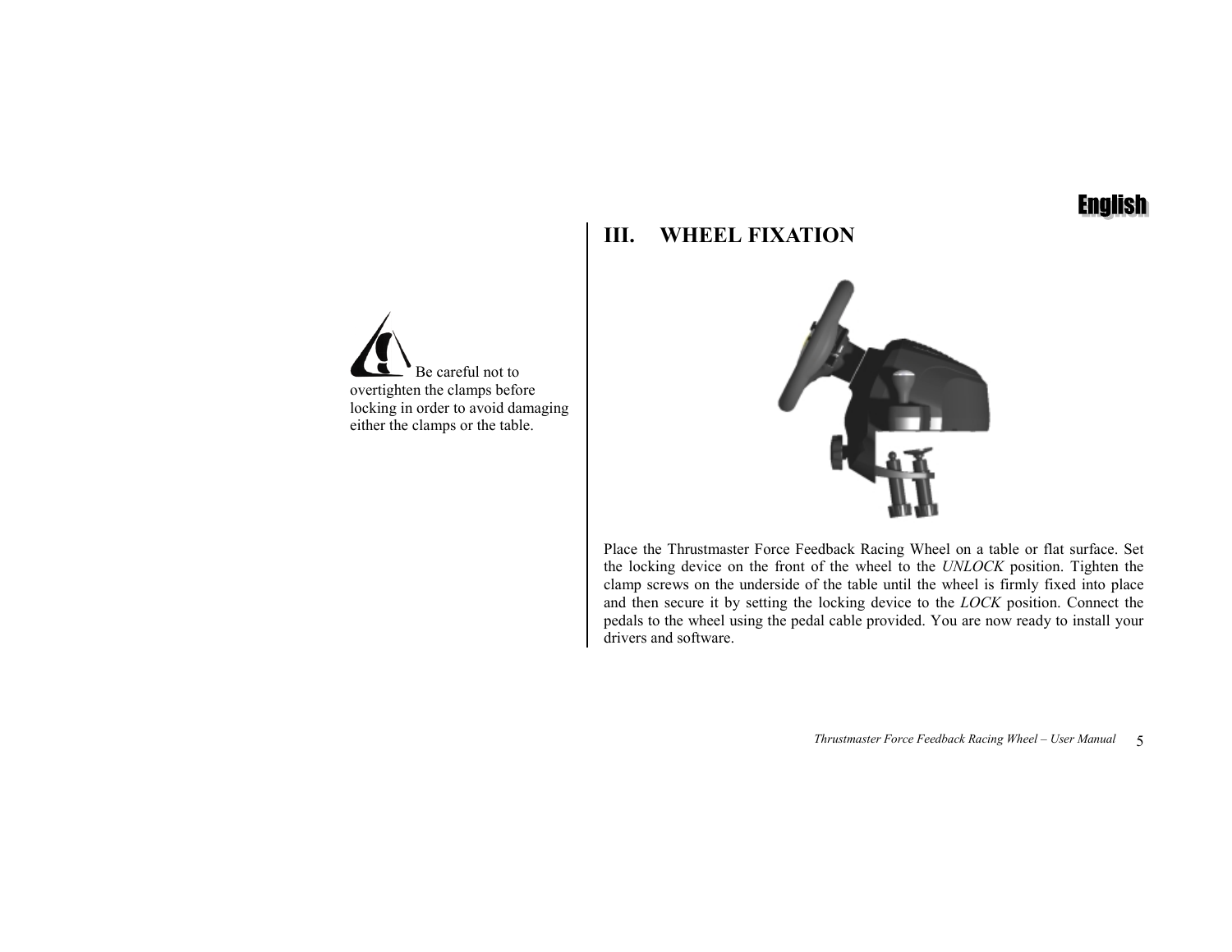English

## III. WHEEL FIXATION

Be careful not to overtighten the clamps before locking in order to avoid damaging either the clamps or the table.

Place the Thrustmaster Force Feedback Racing Wheel on a table or flat surface. Set the locking device on the front of the wheel to the *UNLOCK* position. Tighten the clamp screws on the underside of the table until the wheel is firmly fixed into place and then secure it by setting the locking device to the *LOCK* position. Connect the pedals to the wheel using the pedal cable provided. You are now ready to install your drivers and software.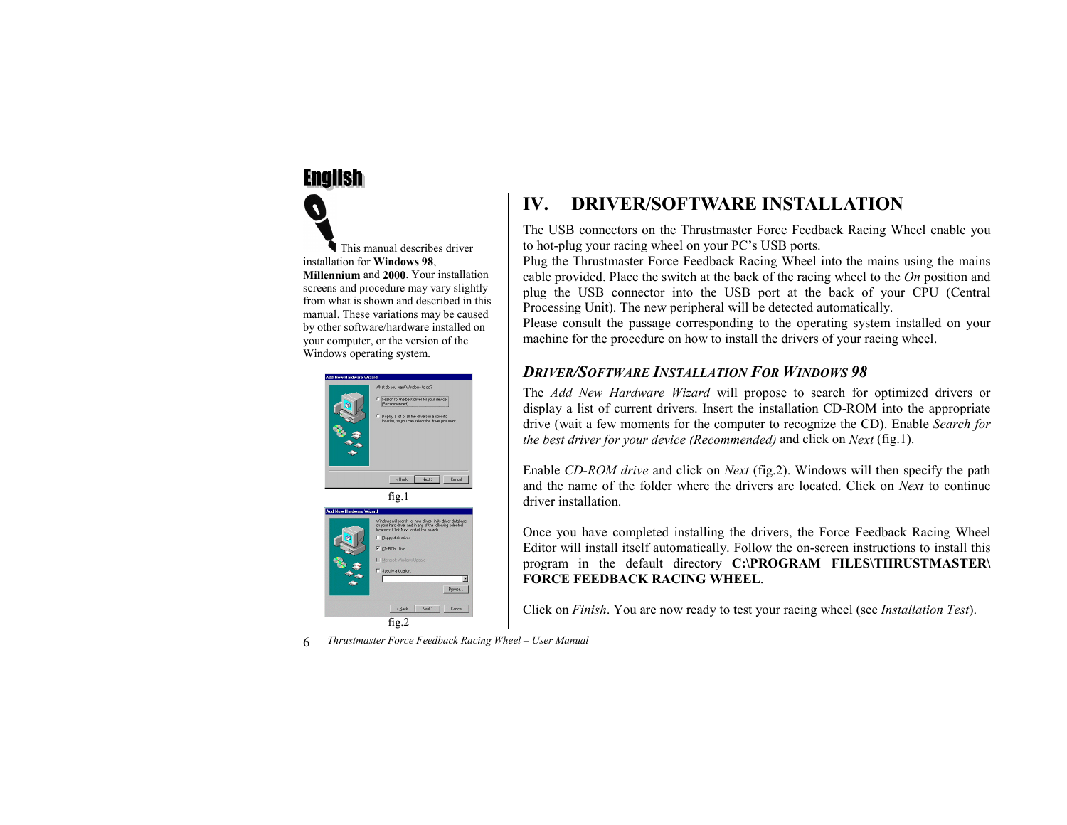English

This manual describes driver installation for **Windows 98**, **Millennium** and **2000**. Your installation screens and procedure may vary slightly from what is shown and described in this manual. These variations may be caused by other software/hardware installed on your computer, or the version of the Windows operating system.

fig.1

fig.2

# IV. DRIVER/SOFTWARE INSTALLATION

The USB connectors on the Thrustmaster Force Feedback Racing Wheel enable you to hot-plug your racing wheel on your PC's USB ports.
Plug the Thrustmaster Force Feedback Racing Wheel into the mains using the mains cable provided. Place the switch at the back of the racing wheel to the *On* position and plug the USB connector into the USB port at the back of your CPU (Central Processing Unit). The new peripheral will be detected automatically.
Please consult the passage corresponding to the operating system installed on your machine for the procedure on how to install the drivers of your racing wheel.

## *Driver/Software Installation For Windows 98*

The *Add New Hardware Wizard* will propose to search for optimized drivers or display a list of current drivers. Insert the installation CD-ROM into the appropriate drive (wait a few moments for the computer to recognize the CD). Enable *Search for the best driver for your device (Recommended)* and click on *Next* (fig.1).

Enable *CD-ROM drive* and click on *Next* (fig.2). Windows will then specify the path and the name of the folder where the drivers are located. Click on *Next* to continue driver installation.

Once you have completed installing the drivers, the Force Feedback Racing Wheel Editor will install itself automatically. Follow the on-screen instructions to install this program in the default directory **C:\PROGRAM FILES\THRUSTMASTER\FORCE FEEDBACK RACING WHEEL**.

Click on *Finish*. You are now ready to test your racing wheel (see *Installation Test*).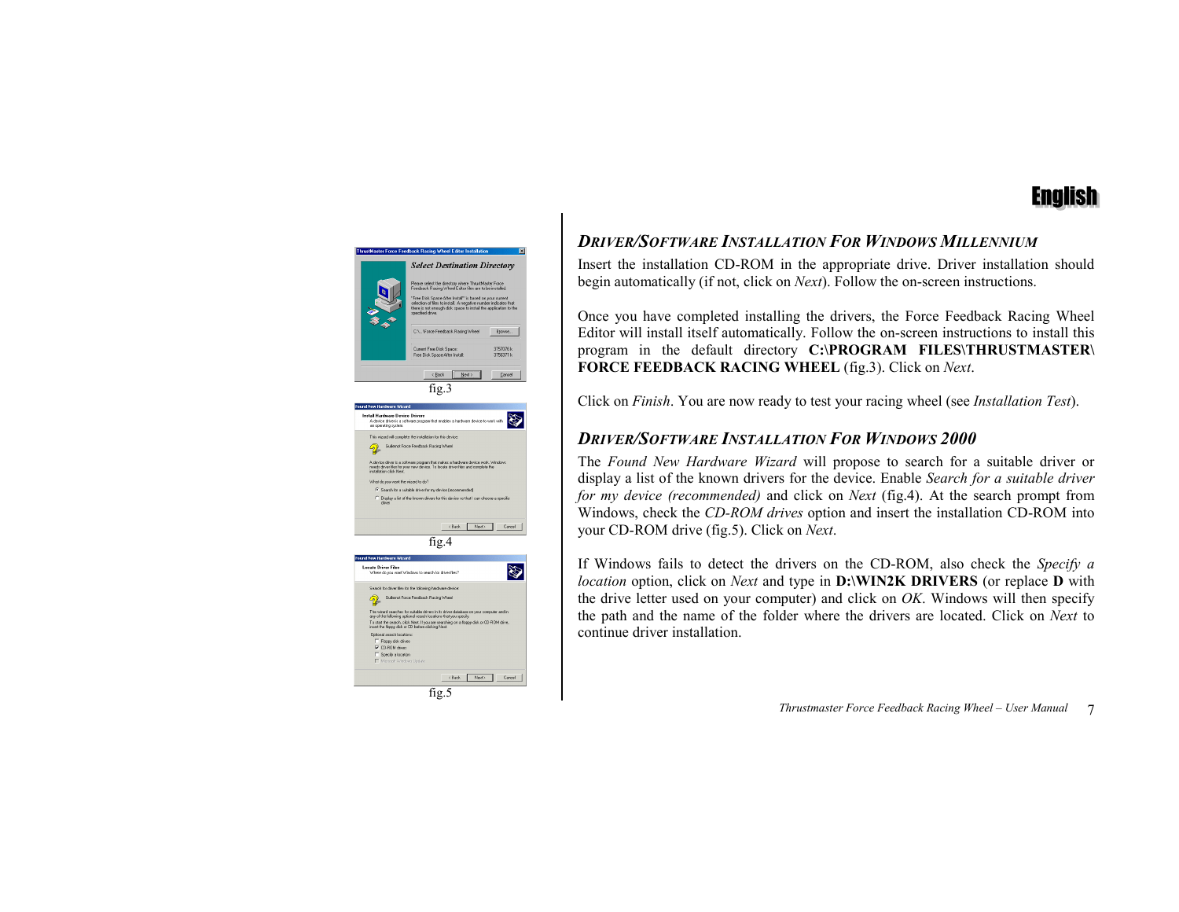## *Driver/Software Installation For Windows Millennium*

Insert the installation CD-ROM in the appropriate drive. Driver installation should begin automatically (if not, click on *Next*). Follow the on-screen instructions.

Once you have completed installing the drivers, the Force Feedback Racing Wheel Editor will install itself automatically. Follow the on-screen instructions to install this program in the default directory **C:\PROGRAM FILES\THRUSTMASTER\FORCE FEEDBACK RACING WHEEL** (fig.3). Click on *Next*.

Click on *Finish*. You are now ready to test your racing wheel (see *Installation Test*).

## *Driver/Software Installation For Windows 2000*

The *Found New Hardware Wizard* will propose to search for a suitable driver or display a list of the known drivers for the device. Enable *Search for a suitable driver for my device (recommended)* and click on *Next* (fig.4). At the search prompt from Windows, check the *CD-ROM drives* option and insert the installation CD-ROM into your CD-ROM drive (fig.5). Click on *Next*.

If Windows fails to detect the drivers on the CD-ROM, also check the *Specify a location* option, click on *Next* and type in **D:\WIN2K DRIVERS** (or replace **D** with the drive letter used on your computer) and click on *OK*. Windows will then specify the path and the name of the folder where the drivers are located. Click on *Next* to continue driver installation.

fig.3

fig.4

fig.5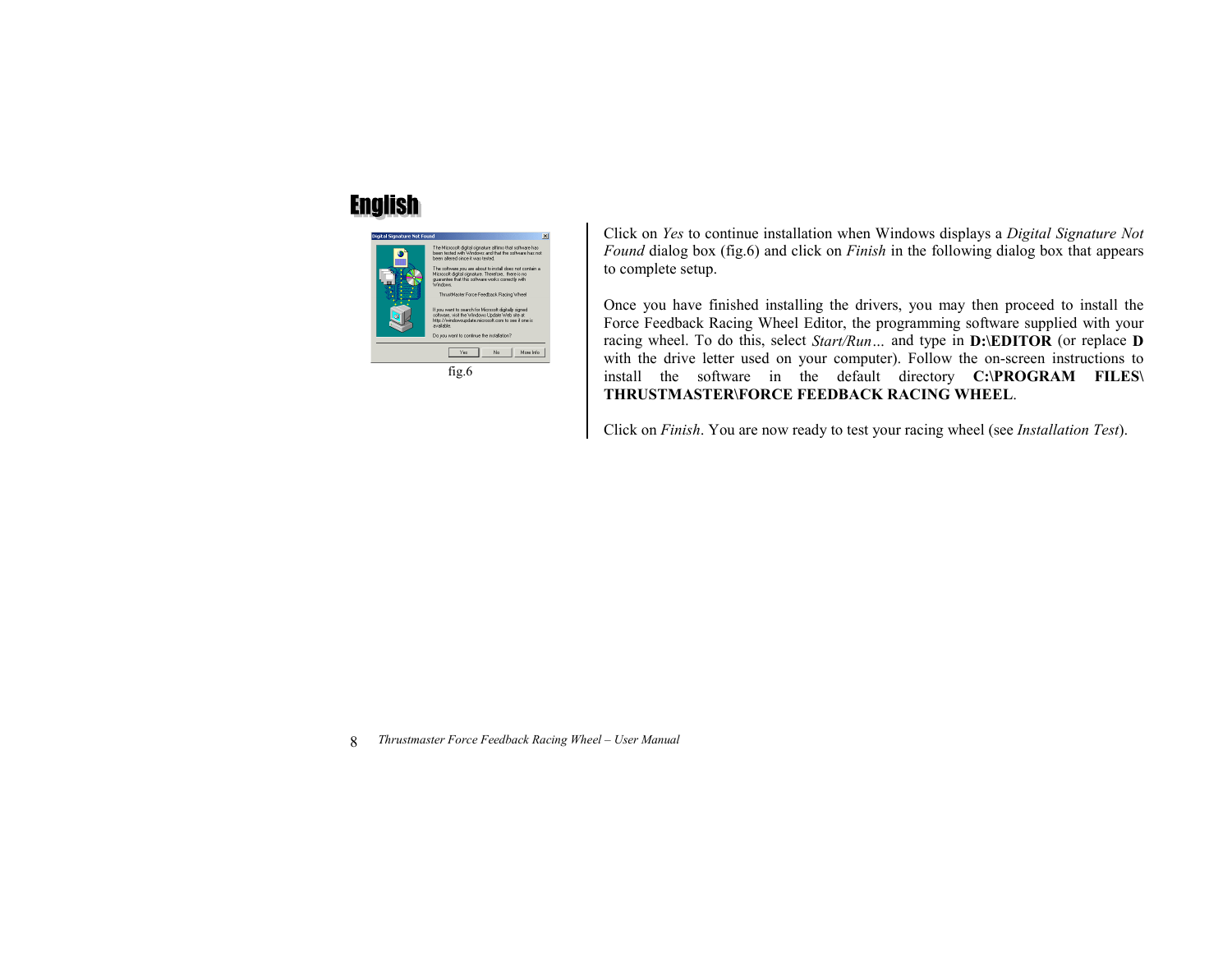# English

fig.6

Click on *Yes* to continue installation when Windows displays a *Digital Signature Not Found* dialog box (fig.6) and click on *Finish* in the following dialog box that appears to complete setup.

Once you have finished installing the drivers, you may then proceed to install the Force Feedback Racing Wheel Editor, the programming software supplied with your racing wheel. To do this, select *Start/Run…* and type in **D:\EDITOR** (or replace **D** with the drive letter used on your computer). Follow the on-screen instructions to install the software in the default directory **C:\PROGRAM FILES\ THRUSTMASTER\FORCE FEEDBACK RACING WHEEL**.

Click on *Finish*. You are now ready to test your racing wheel (see *Installation Test*).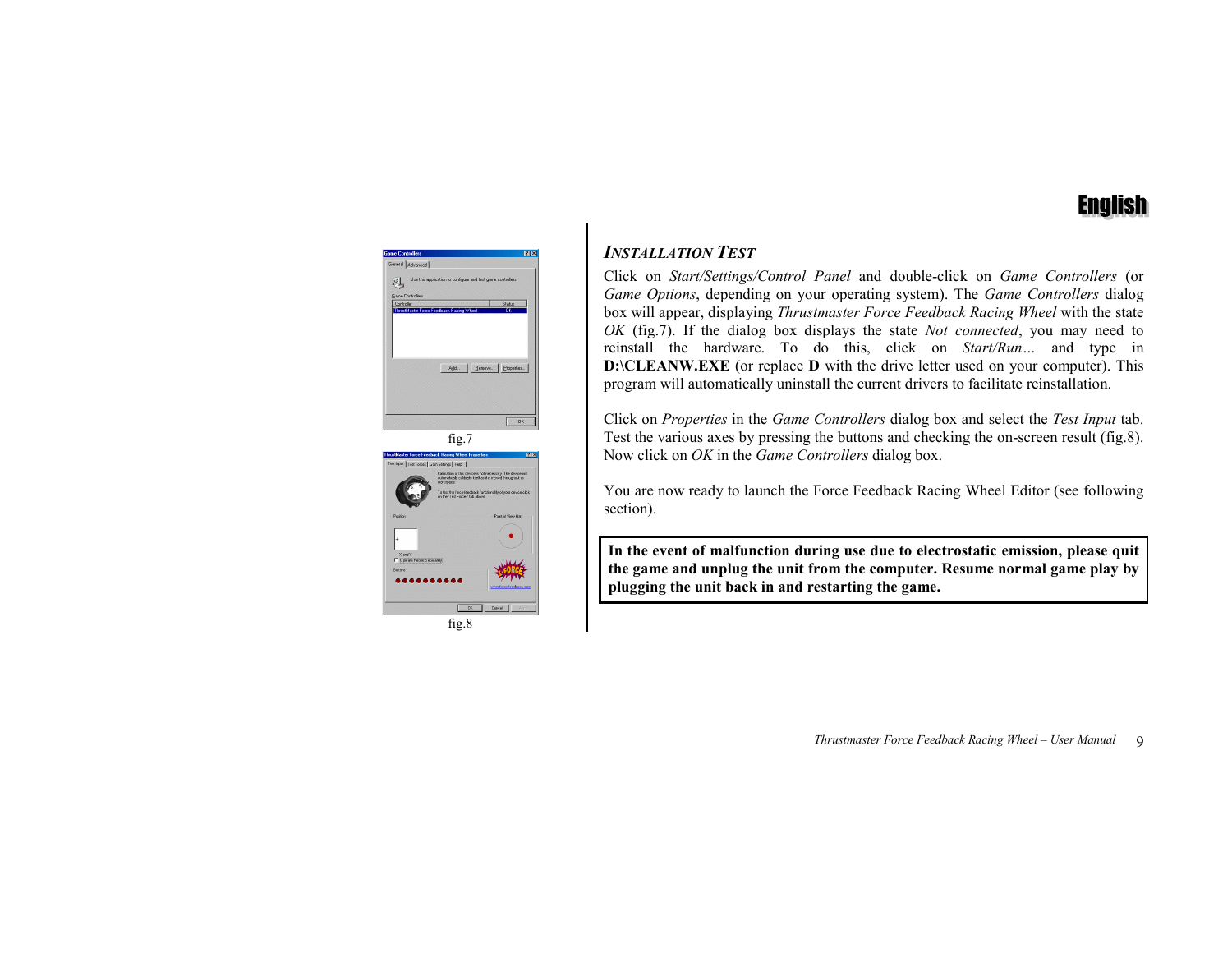fig.7

fig.8

### *INSTALLATION TEST*

Click on *Start/Settings/Control Panel* and double-click on *Game Controllers* (or *Game Options*, depending on your operating system). The *Game Controllers* dialog box will appear, displaying *Thrustmaster Force Feedback Racing Wheel* with the state *OK* (fig.7). If the dialog box displays the state *Not connected*, you may need to reinstall the hardware. To do this, click on *Start/Run…* and type in **D:\CLEANW.EXE** (or replace **D** with the drive letter used on your computer). This program will automatically uninstall the current drivers to facilitate reinstallation.

Click on *Properties* in the *Game Controllers* dialog box and select the *Test Input* tab. Test the various axes by pressing the buttons and checking the on-screen result (fig.8). Now click on *OK* in the *Game Controllers* dialog box.

You are now ready to launch the Force Feedback Racing Wheel Editor (see following section).

**In the event of malfunction during use due to electrostatic emission, please quit the game and unplug the unit from the computer. Resume normal game play by plugging the unit back in and restarting the game.**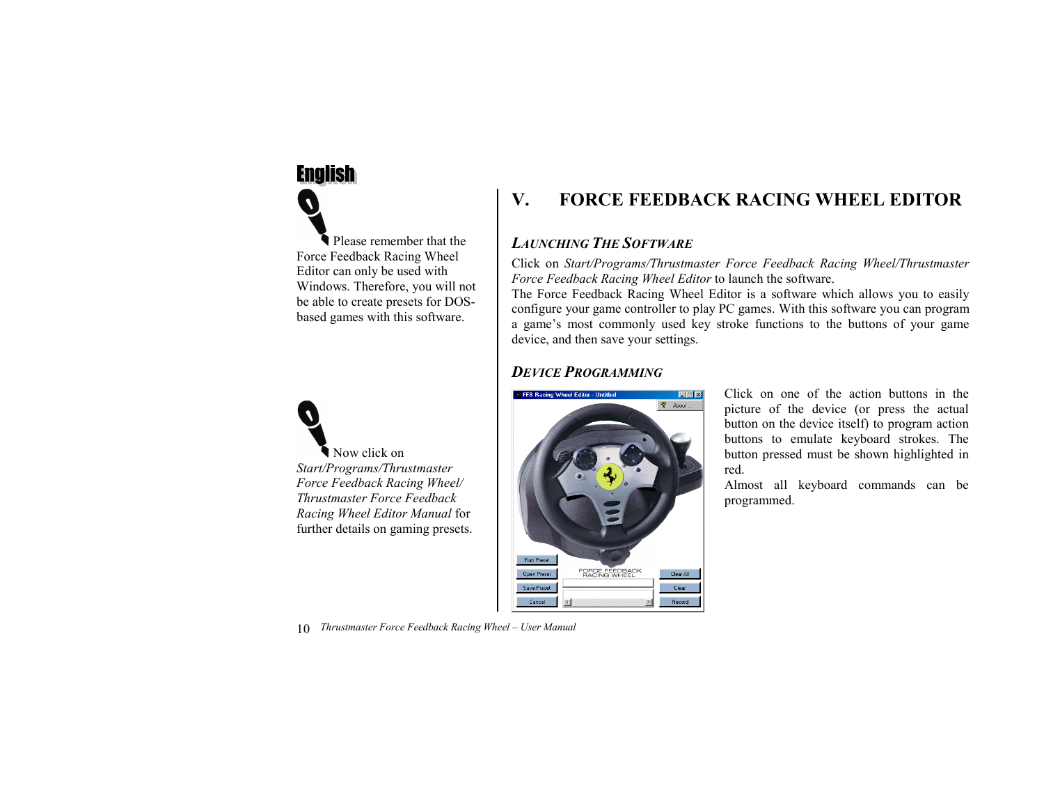English

Please remember that the Force Feedback Racing Wheel Editor can only be used with Windows. Therefore, you will not be able to create presets for DOS-based games with this software.

Now click on *Start/Programs/Thrustmaster Force Feedback Racing Wheel/ Thrustmaster Force Feedback Racing Wheel Editor Manual* for further details on gaming presets.

# V. FORCE FEEDBACK RACING WHEEL EDITOR

## *LAUNCHING THE SOFTWARE*

Click on *Start/Programs/Thrustmaster Force Feedback Racing Wheel/Thrustmaster Force Feedback Racing Wheel Editor* to launch the software.

The Force Feedback Racing Wheel Editor is a software which allows you to easily configure your game controller to play PC games. With this software you can program a game's most commonly used key stroke functions to the buttons of your game device, and then save your settings.

## *DEVICE PROGRAMMING*

Click on one of the action buttons in the picture of the device (or press the actual button on the device itself) to program action buttons to emulate keyboard strokes. The button pressed must be shown highlighted in red.

Almost all keyboard commands can be programmed.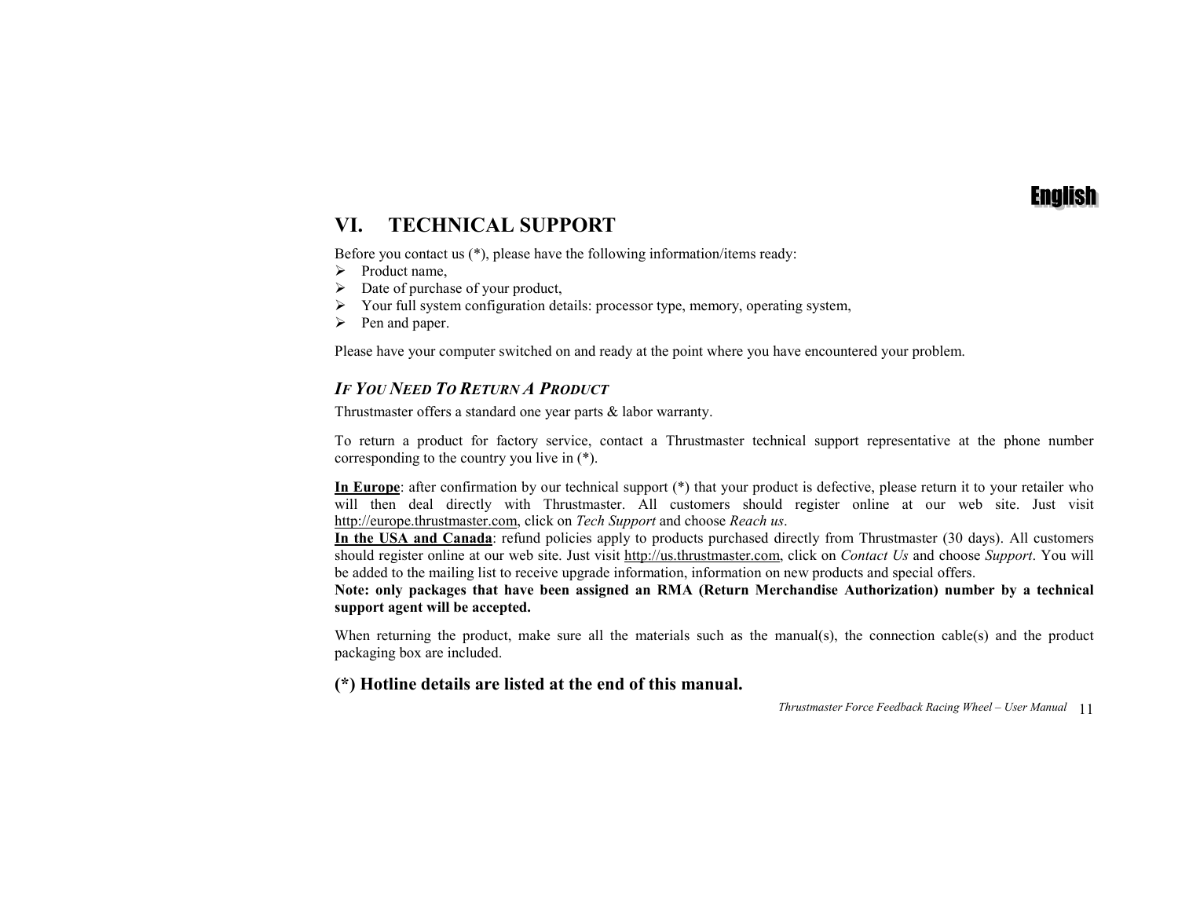English

## VI. TECHNICAL SUPPORT

Before you contact us (*), please have the following information/items ready:

- Product name,
- Date of purchase of your product,
- Your full system configuration details: processor type, memory, operating system,
- Pen and paper.

Please have your computer switched on and ready at the point where you have encountered your problem.

### *IF YOU NEED TO RETURN A PRODUCT*

Thrustmaster offers a standard one year parts & labor warranty.

To return a product for factory service, contact a Thrustmaster technical support representative at the phone number corresponding to the country you live in (*).

**In Europe**: after confirmation by our technical support (*) that your product is defective, please return it to your retailer who will then deal directly with Thrustmaster. All customers should register online at our web site. Just visit http://europe.thrustmaster.com, click on *Tech Support* and choose *Reach us*.

**In the USA and Canada**: refund policies apply to products purchased directly from Thrustmaster (30 days). All customers should register online at our web site. Just visit http://us.thrustmaster.com, click on *Contact Us* and choose *Support*. You will be added to the mailing list to receive upgrade information, information on new products and special offers.

**Note: only packages that have been assigned an RMA (Return Merchandise Authorization) number by a technical support agent will be accepted.**

When returning the product, make sure all the materials such as the manual(s), the connection cable(s) and the product packaging box are included.

**(*) Hotline details are listed at the end of this manual.**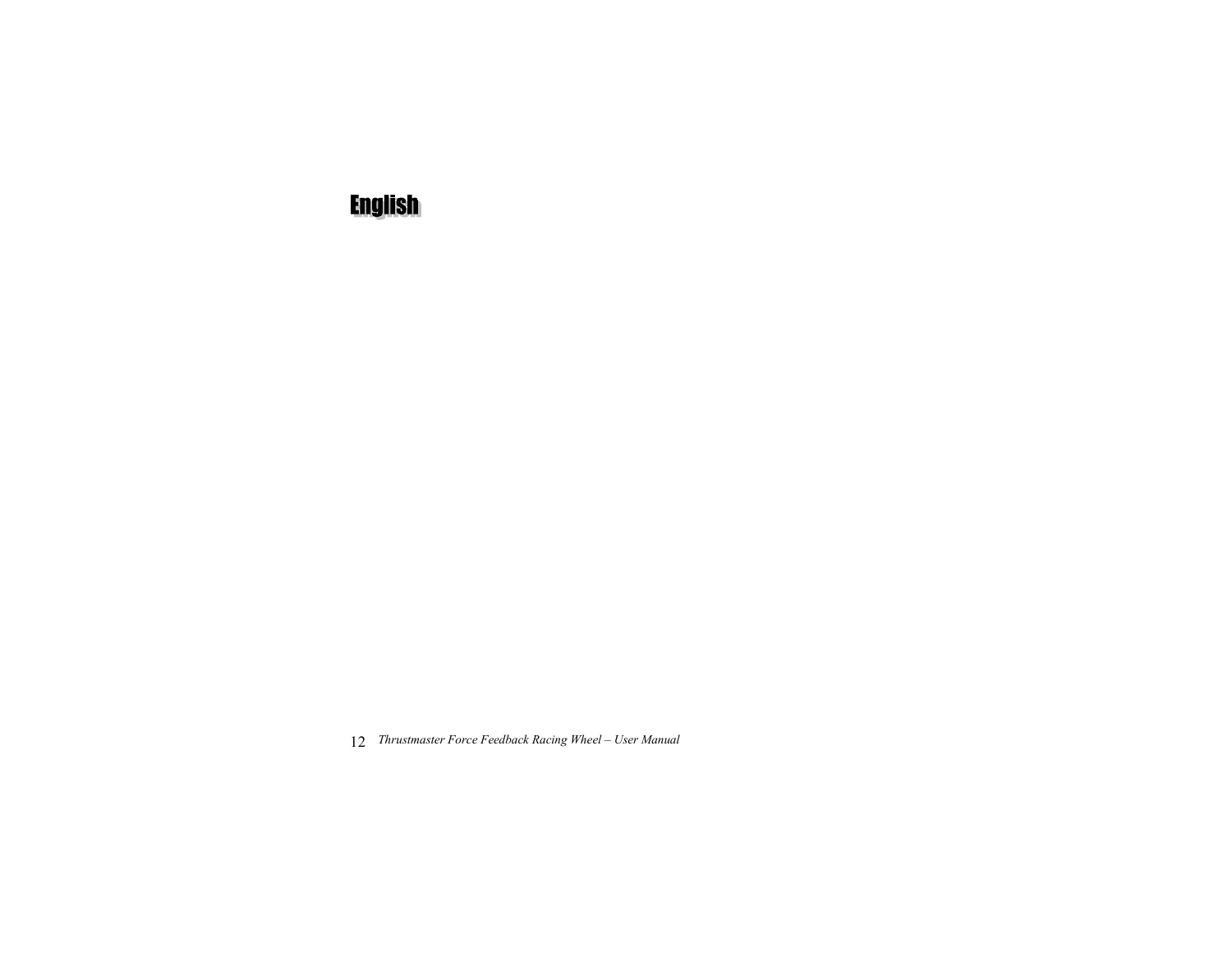# English